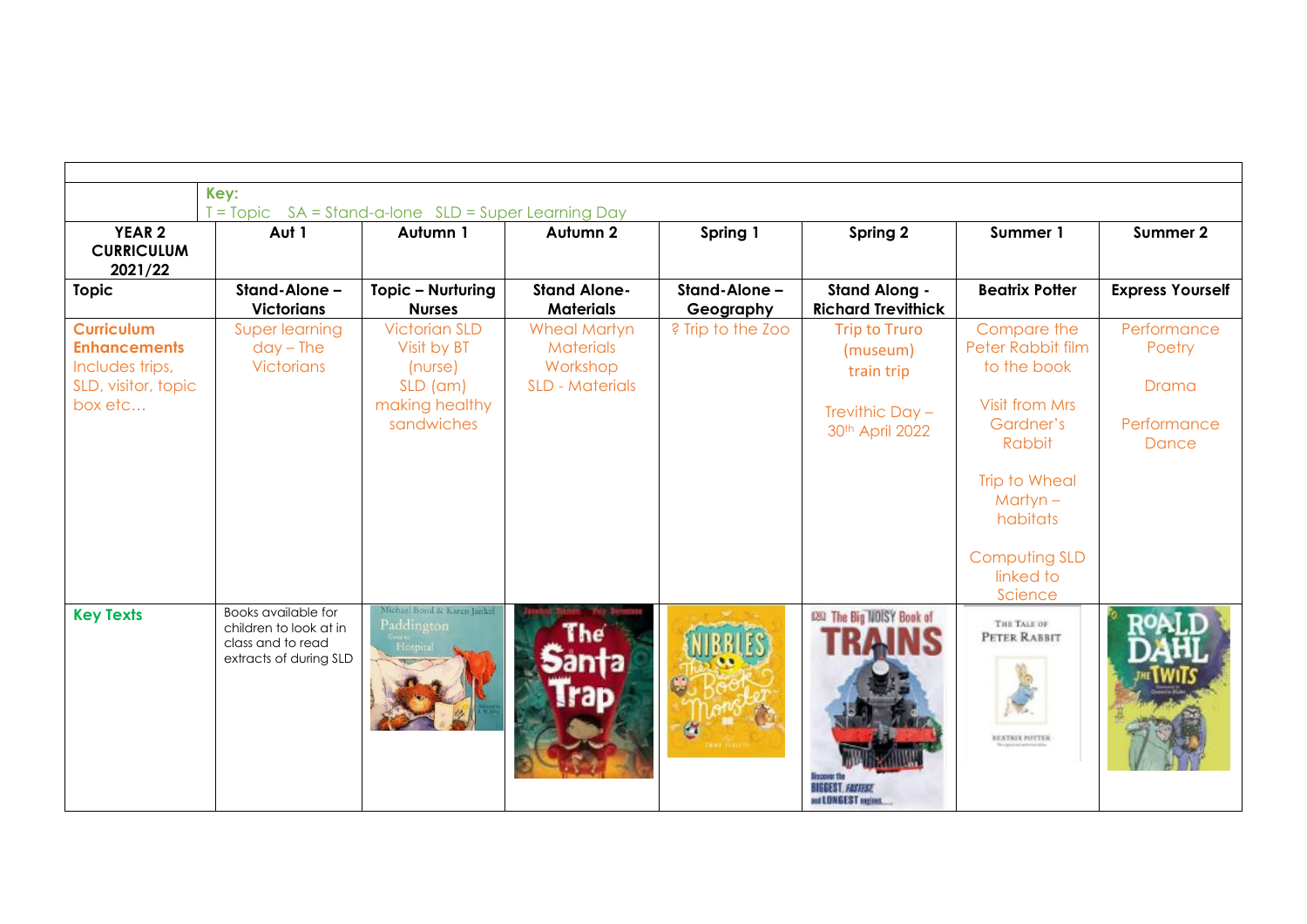**Key:**
T = Topic SA = Stand-a-lone SLD = Super Learning Day

| YEAR 2 CURRICULUM 2021/22 | Aut 1 | Autumn 1 | Autumn 2 | Spring 1 | Spring 2 | Summer 1 | Summer 2 |
|---|---|---|---|---|---|---|---|
| **Topic** | **Stand-Alone – Victorians** | **Topic – Nurturing Nurses** | **Stand Alone- Materials** | **Stand-Alone – Geography** | **Stand Along - Richard Trevithick** | **Beatrix Potter** | **Express Yourself** |
| **Curriculum Enhancements** Includes trips, SLD, visitor, topic box etc… | Super learning day – The Victorians | Victorian SLD Visit by BT (nurse) SLD (am) making healthy sandwiches | Wheal Martyn Materials Workshop SLD - Materials | ? Trip to the Zoo | Trip to Truro (museum) train trip<br><br>Trevithic Day – 30th April 2022 | Compare the Peter Rabbit film to the book<br><br>Visit from Mrs Gardner's Rabbit<br><br>Trip to Wheal Martyn – habitats<br><br>Computing SLD linked to Science | Performance Poetry<br><br>Drama<br><br>Performance Dance |
| **Key Texts** | Books available for children to look at in class and to read extracts of during SLD | Paddington Goes to Hospital (Michael Bond & Karen Jankel) | The Santa Trap | Nibbles The Book Monster | The Big Noisy Book of Trains | The Tale of Peter Rabbit (Beatrix Potter) | Roald Dahl The Twits |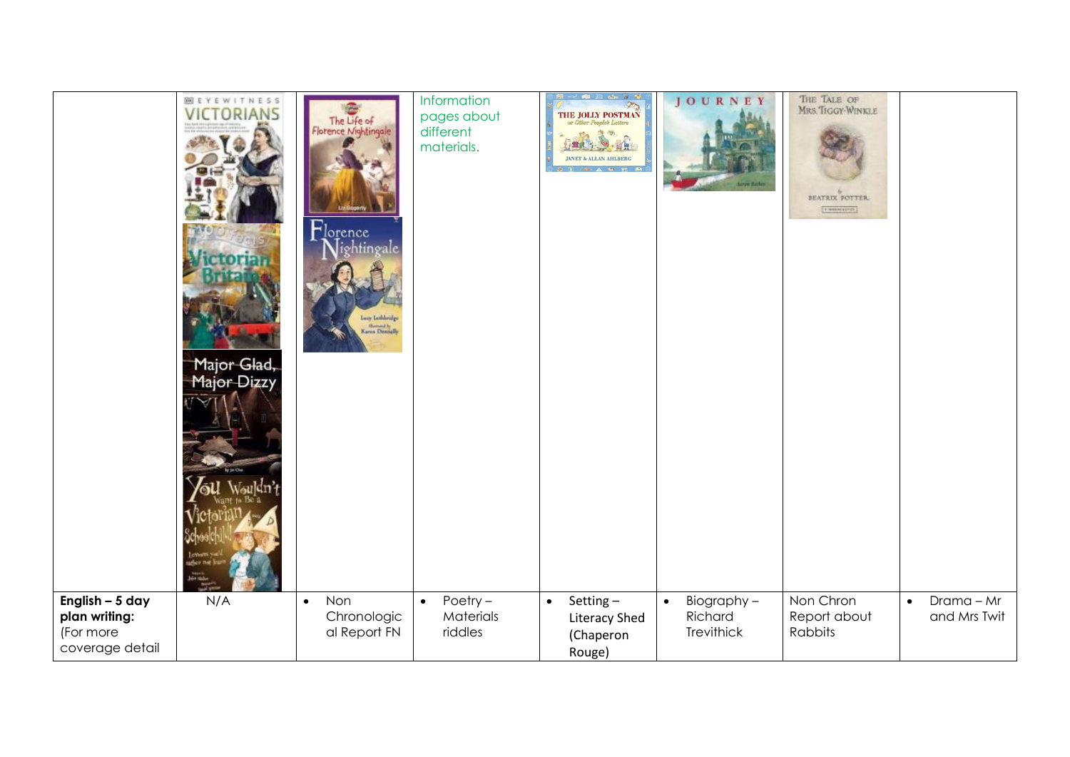| | | | | | | | |
|---|---|---|---|---|---|---|---|
| | | | Information pages about different materials. | | | | |
| **English – 5 day plan writing:** (For more coverage detail | N/A | • Non Chronological Report FN | • Poetry – Materials riddles | • Setting – Literacy Shed (Chaperon Rouge) | • Biography – Richard Trevithick | Non Chron Report about Rabbits | • Drama – Mr and Mrs Twit |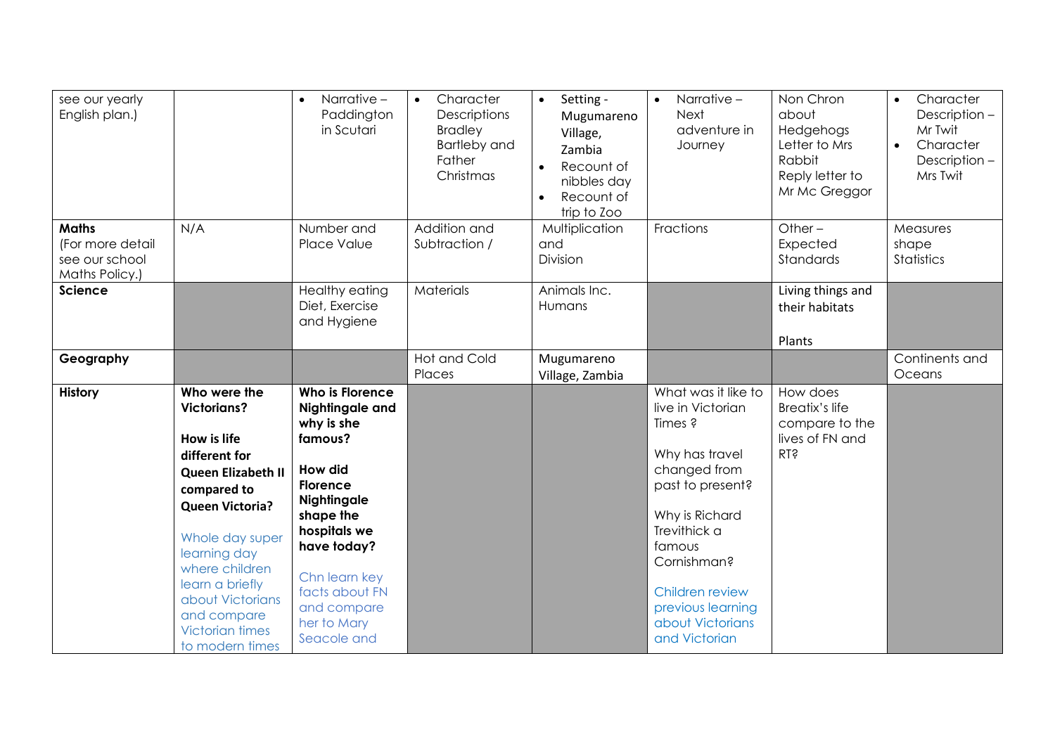| see our yearly English plan.) | | • Narrative – Paddington in Scutari | • Character Descriptions Bradley Bartleby and Father Christmas | • Setting - Mugumareno Village, Zambia<br>• Recount of nibbles day<br>• Recount of trip to Zoo | • Narrative – Next adventure in Journey | Non Chron about Hedgehogs<br>Letter to Mrs Rabbit<br>Reply letter to Mr Mc Greggor | • Character Description – Mr Twit<br>• Character Description – Mrs Twit |
|---|---|---|---|---|---|---|---|
| **Maths** (For more detail see our school Maths Policy.) | N/A | Number and Place Value | Addition and Subtraction / | Multiplication and Division | Fractions | Other – Expected Standards | Measures shape Statistics |
| **Science** | | Healthy eating Diet, Exercise and Hygiene | Materials | Animals Inc. Humans | | Living things and their habitats<br><br>Plants | |
| **Geography** | | | Hot and Cold Places | Mugumareno Village, Zambia | | | Continents and Oceans |
| **History** | **Who were the Victorians?**<br><br>**How is life different for Queen Elizabeth II compared to Queen Victoria?**<br><br>Whole day super learning day where children learn a briefly about Victorians and compare Victorian times to modern times | **Who is Florence Nightingale and why is she famous?**<br><br>**How did Florence Nightingale shape the hospitals we have today?**<br><br>Chn learn key facts about FN and compare her to Mary Seacole and | | | What was it like to live in Victorian Times ?<br><br>Why has travel changed from past to present?<br><br>Why is Richard Trevithick a famous Cornishman?<br><br>Children review previous learning about Victorians and Victorian | How does Breatix's life compare to the lives of FN and RT? | |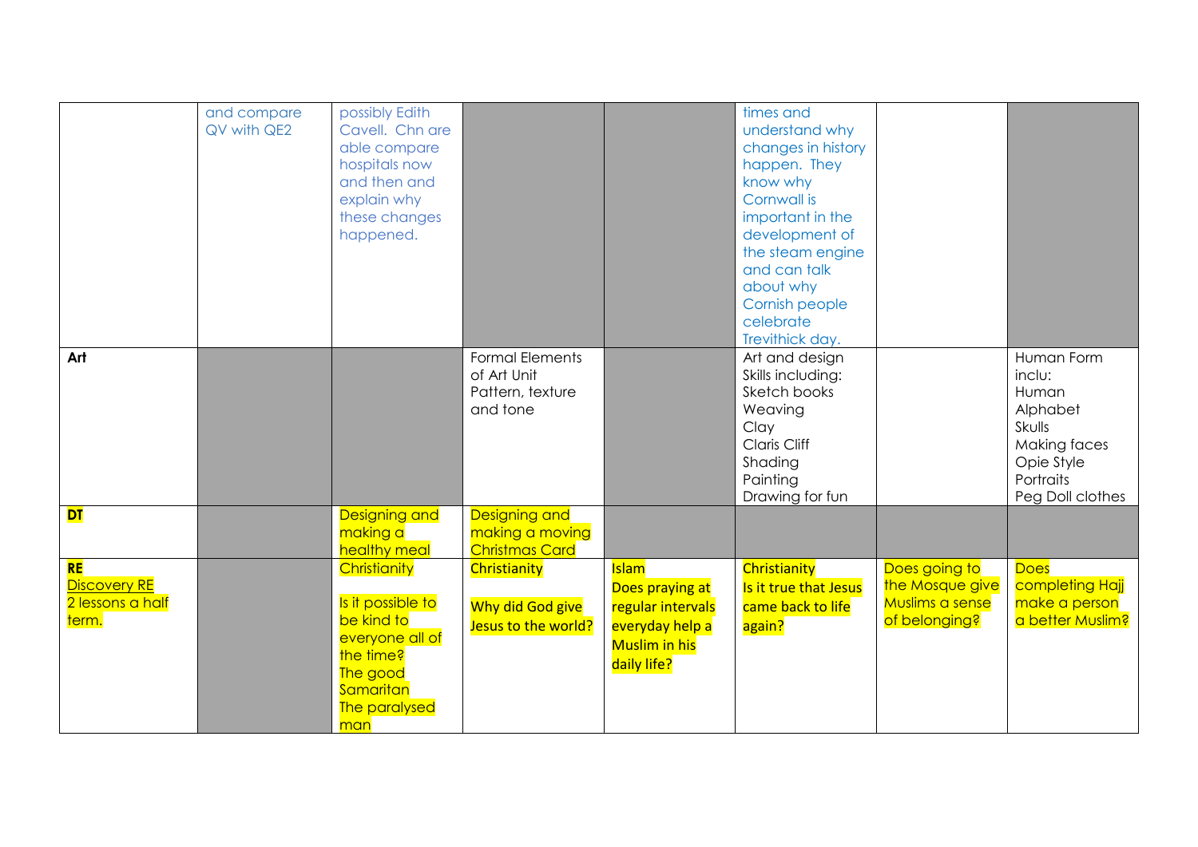| | | | | | | | |
|---|---|---|---|---|---|---|---|
| | and compare QV with QE2 | possibly Edith Cavell. Chn are able compare hospitals now and then and explain why these changes happened. | | | times and understand why changes in history happen. They know why Cornwall is important in the development of the steam engine and can talk about why Cornish people celebrate Trevithick day. | | |
| **Art** | | | Formal Elements of Art Unit Pattern, texture and tone | | Art and design Skills including: Sketch books Weaving Clay Claris Cliff Shading Painting Drawing for fun | | Human Form inclu: Human Alphabet Skulls Making faces Opie Style Portraits Peg Doll clothes |
| **DT** | | Designing and making a healthy meal | Designing and making a moving Christmas Card | | | | |
| **RE** Discovery RE 2 lessons a half term. | | Christianity Is it possible to be kind to everyone all of the time? The good Samaritan The paralysed man | Christianity Why did God give Jesus to the world? | Islam Does praying at regular intervals everyday help a Muslim in his daily life? | Christianity Is it true that Jesus came back to life again? | Does going to the Mosque give Muslims a sense of belonging? | Does completing Hajj make a person a better Muslim? |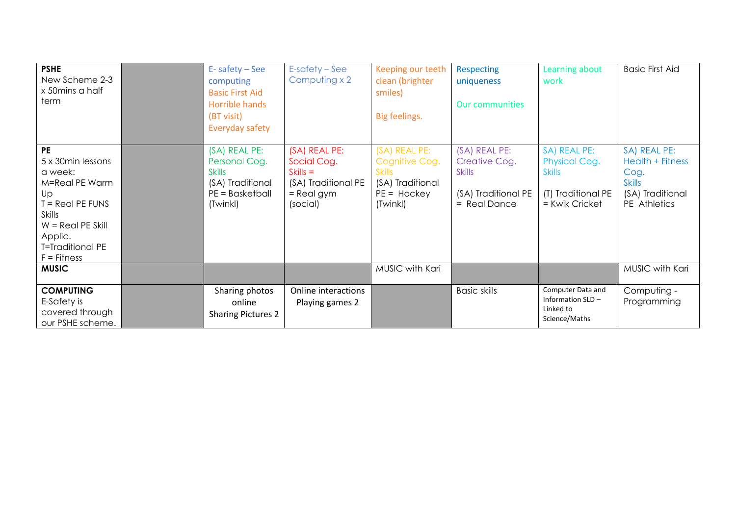| | | | | | | | |
|---|---|---|---|---|---|---|---|
| **PSHE**<br>New Scheme 2-3 x 50mins a half term | | E- safety – See computing<br>Basic First Aid<br>Horrible hands<br>(BT visit)<br>Everyday safety | E-safety – See Computing x 2 | Keeping our teeth clean (brighter smiles)<br><br>Big feelings. | Respecting uniqueness<br><br>Our communities | Learning about work | Basic First Aid |
| **PE**<br>5 x 30min lessons a week:<br>M=Real PE Warm Up<br>T = Real PE FUNS Skills<br>W = Real PE Skill Applic.<br>T=Traditional PE<br>F = Fitness | | (SA) REAL PE: Personal Cog. Skills<br>(SA) Traditional PE = Basketball (Twinkl) | (SA) REAL PE: Social Cog. Skills =<br>(SA) Traditional PE = Real gym (social) | (SA) REAL PE: Cognitive Cog. Skills<br>(SA) Traditional PE = Hockey (Twinkl) | (SA) REAL PE: Creative Cog. Skills<br><br>(SA) Traditional PE = Real Dance | SA) REAL PE: Physical Cog. Skills<br><br>(T) Traditional PE = Kwik Cricket | SA) REAL PE: Health + Fitness Cog. Skills<br>(SA) Traditional PE Athletics |
| **MUSIC** | | | | MUSIC with Kari | | | MUSIC with Kari |
| **COMPUTING**<br>E-Safety is covered through our PSHE scheme. | | Sharing photos online<br>Sharing Pictures 2 | Online interactions<br>Playing games 2 | | Basic skills | Computer Data and Information SLD – Linked to Science/Maths | Computing - Programming |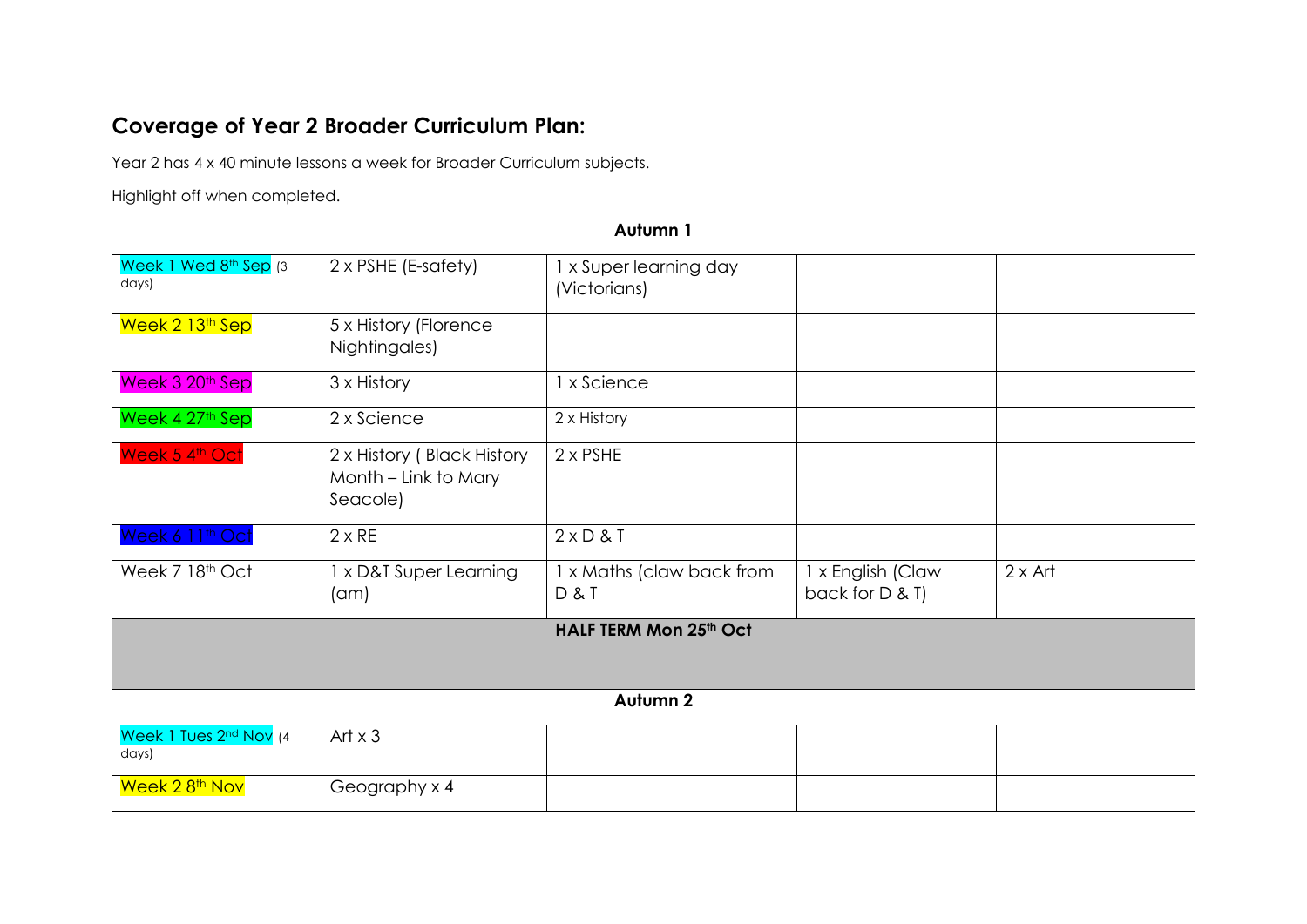## Coverage of Year 2 Broader Curriculum Plan:

Year 2 has 4 x 40 minute lessons a week for Broader Curriculum subjects.

Highlight off when completed.

| **Autumn 1** | | | | |
|---|---|---|---|---|
| Week 1 Wed 8th Sep (3 days) | 2 x PSHE (E-safety) | 1 x Super learning day (Victorians) | | |
| Week 2 13th Sep | 5 x History (Florence Nightingales) | | | |
| Week 3 20th Sep | 3 x History | 1 x Science | | |
| Week 4 27th Sep | 2 x Science | 2 x History | | |
| Week 5 4th Oct | 2 x History ( Black History Month – Link to Mary Seacole) | 2 x PSHE | | |
| Week 6 11th Oct | 2 x RE | 2 x D & T | | |
| Week 7 18th Oct | 1 x D&T Super Learning (am) | 1 x Maths (claw back from D & T | 1 x English (Claw back for D & T) | 2 x Art |
| **HALF TERM Mon 25th Oct** | | | | |
| **Autumn 2** | | | | |
| Week 1 Tues 2nd Nov (4 days) | Art x 3 | | | |
| Week 2 8th Nov | Geography x 4 | | | |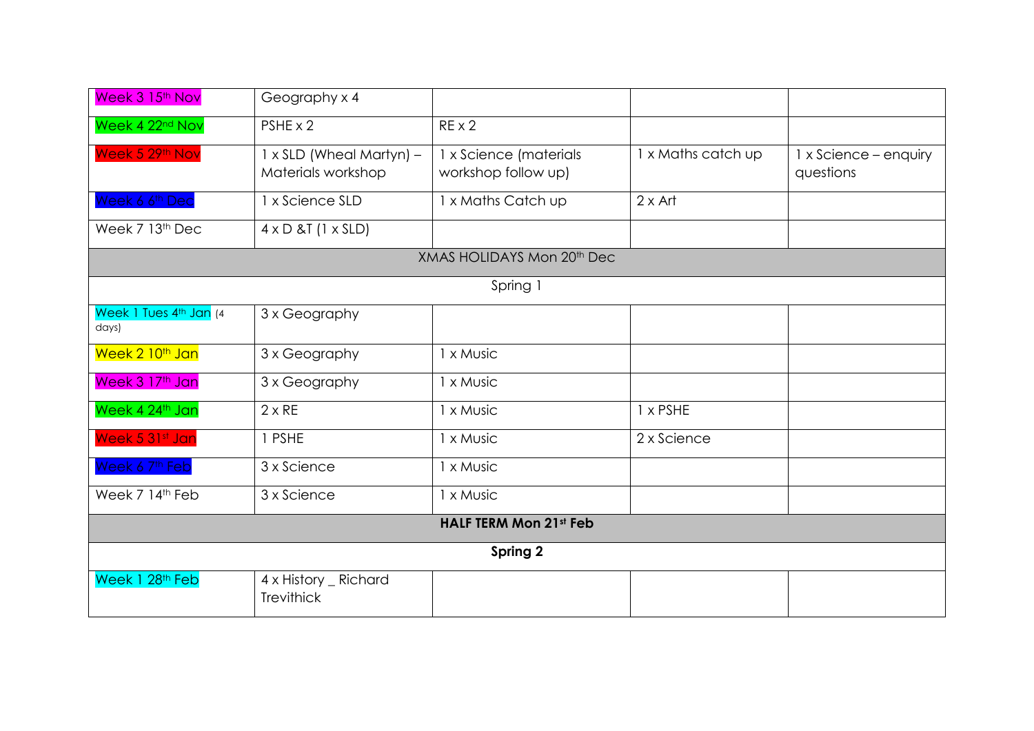| | | | | |
|---|---|---|---|---|
| Week 3 15th Nov | Geography x 4 | | | |
| Week 4 22nd Nov | PSHE x 2 | RE x 2 | | |
| Week 5 29th Nov | 1 x SLD (Wheal Martyn) – Materials workshop | 1 x Science (materials workshop follow up) | 1 x Maths catch up | 1 x Science – enquiry questions |
| Week 6 6th Dec | 1 x Science SLD | 1 x Maths Catch up | 2 x Art | |
| Week 7 13th Dec | 4 x D &T (1 x SLD) | | | |
| XMAS HOLIDAYS Mon 20th Dec | | | | |
| Spring 1 | | | | |
| Week 1 Tues 4th Jan (4 days) | 3 x Geography | | | |
| Week 2 10th Jan | 3 x Geography | 1 x Music | | |
| Week 3 17th Jan | 3 x Geography | 1 x Music | | |
| Week 4 24th Jan | 2 x RE | 1 x Music | 1 x PSHE | |
| Week 5 31st Jan | 1 PSHE | 1 x Music | 2 x Science | |
| Week 6 7th Feb | 3 x Science | 1 x Music | | |
| Week 7 14th Feb | 3 x Science | 1 x Music | | |
| **HALF TERM Mon 21st Feb** | | | | |
| **Spring 2** | | | | |
| Week 1 28th Feb | 4 x History _ Richard Trevithick | | | |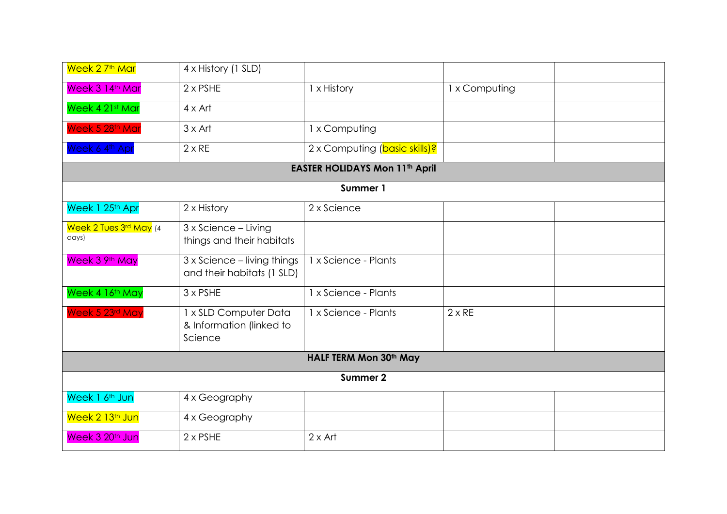| Week 2 7th Mar | 4 x History (1 SLD) | | | |
|---|---|---|---|---|
| Week 3 14th Mar | 2 x PSHE | 1 x History | 1 x Computing | |
| Week 4 21st Mar | 4 x Art | | | |
| Week 5 28th Mar | 3 x Art | 1 x Computing | | |
| Week 6 4th Apr | 2 x RE | 2 x Computing (basic skills)? | | |
| **EASTER HOLIDAYS Mon 11th April** | | | | |
| **Summer 1** | | | | |
| Week 1 25th Apr | 2 x History | 2 x Science | | |
| Week 2 Tues 3rd May (4 days) | 3 x Science – Living things and their habitats | | | |
| Week 3 9th May | 3 x Science – living things and their habitats (1 SLD) | 1 x Science - Plants | | |
| Week 4 16th May | 3 x PSHE | 1 x Science - Plants | | |
| Week 5 23rd May | 1 x SLD Computer Data & Information (linked to Science | 1 x Science - Plants | 2 x RE | |
| **HALF TERM Mon 30th May** | | | | |
| **Summer 2** | | | | |
| Week 1 6th Jun | 4 x Geography | | | |
| Week 2 13th Jun | 4 x Geography | | | |
| Week 3 20th Jun | 2 x PSHE | 2 x Art | | |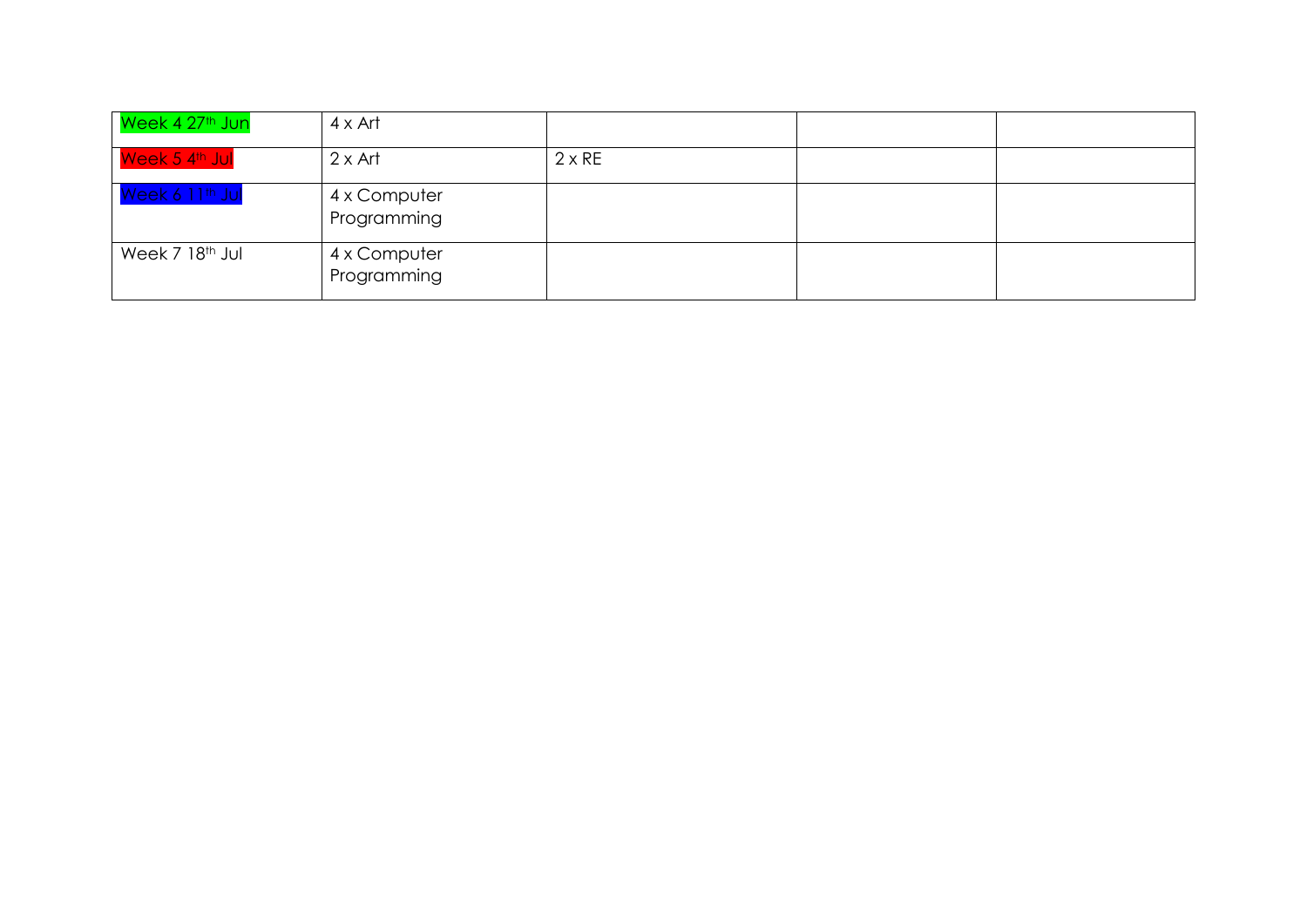| | | | | |
|---|---|---|---|---|
| Week 4 27th Jun | 4 x Art | | | |
| Week 5 4th Jul | 2 x Art | 2 x RE | | |
| Week 6 11th Jul | 4 x Computer Programming | | | |
| Week 7 18th Jul | 4 x Computer Programming | | | |